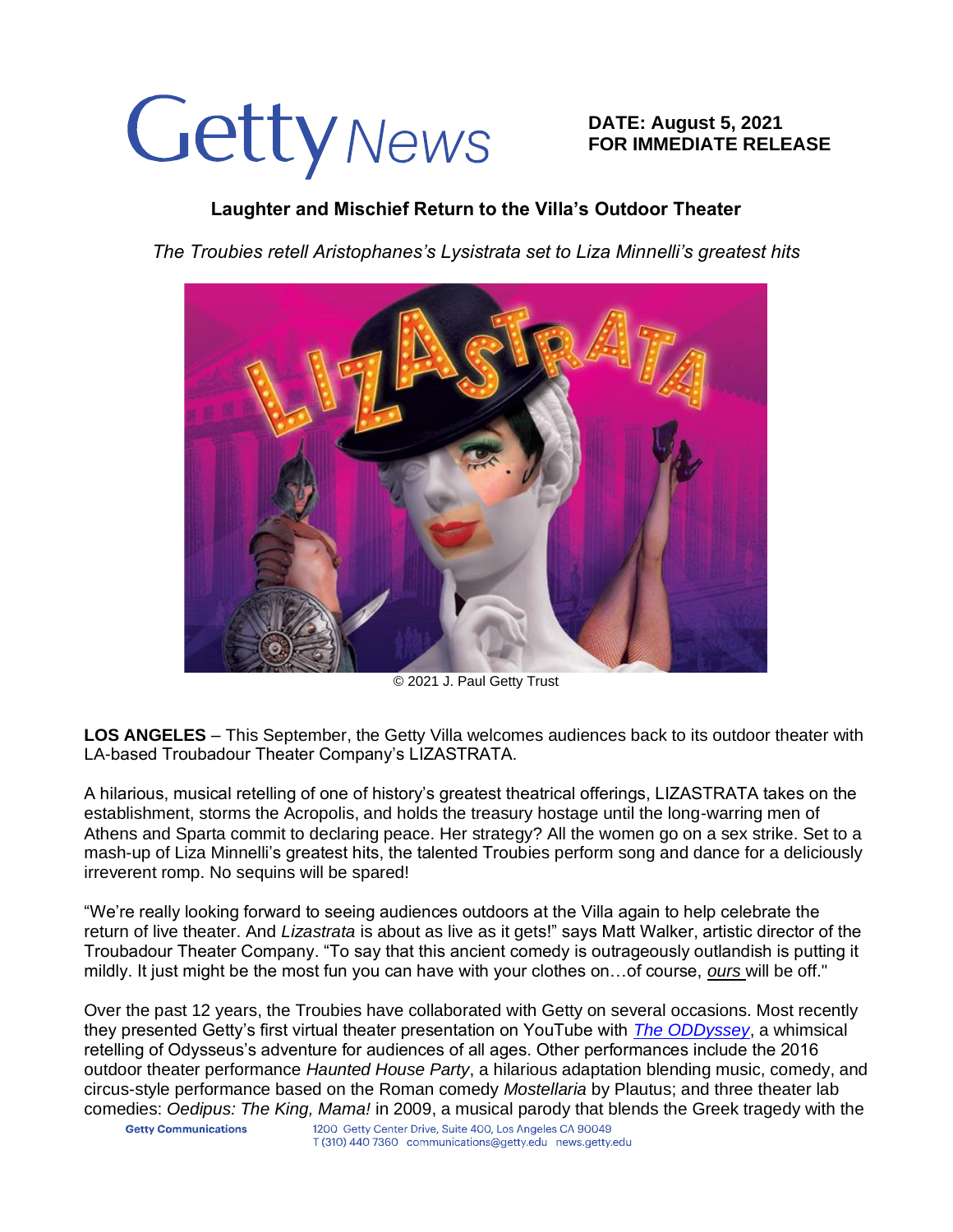Getty News

**DATE: August 5, 2021**
**FOR IMMEDIATE RELEASE**

## Laughter and Mischief Return to the Villa's Outdoor Theater

*The Troubies retell Aristophanes's Lysistrata set to Liza Minnelli's greatest hits*

© 2021 J. Paul Getty Trust

**LOS ANGELES** – This September, the Getty Villa welcomes audiences back to its outdoor theater with LA-based Troubadour Theater Company's LIZASTRATA.

A hilarious, musical retelling of one of history's greatest theatrical offerings, LIZASTRATA takes on the establishment, storms the Acropolis, and holds the treasury hostage until the long-warring men of Athens and Sparta commit to declaring peace. Her strategy? All the women go on a sex strike. Set to a mash-up of Liza Minnelli's greatest hits, the talented Troubies perform song and dance for a deliciously irreverent romp. No sequins will be spared!

"We're really looking forward to seeing audiences outdoors at the Villa again to help celebrate the return of live theater. And *Lizastrata* is about as live as it gets!" says Matt Walker, artistic director of the Troubadour Theater Company. "To say that this ancient comedy is outrageously outlandish is putting it mildly. It just might be the most fun you can have with your clothes on…of course, ***ours*** will be off."

Over the past 12 years, the Troubies have collaborated with Getty on several occasions. Most recently they presented Getty's first virtual theater presentation on YouTube with [*The ODDyssey*](), a whimsical retelling of Odysseus's adventure for audiences of all ages. Other performances include the 2016 outdoor theater performance *Haunted House Party*, a hilarious adaptation blending music, comedy, and circus-style performance based on the Roman comedy *Mostellaria* by Plautus; and three theater lab comedies: *Oedipus: The King, Mama!* in 2009, a musical parody that blends the Greek tragedy with the

**Getty Communications** 1200 Getty Center Drive, Suite 400, Los Angeles CA 90049
T (310) 440 7360 communications@getty.edu news.getty.edu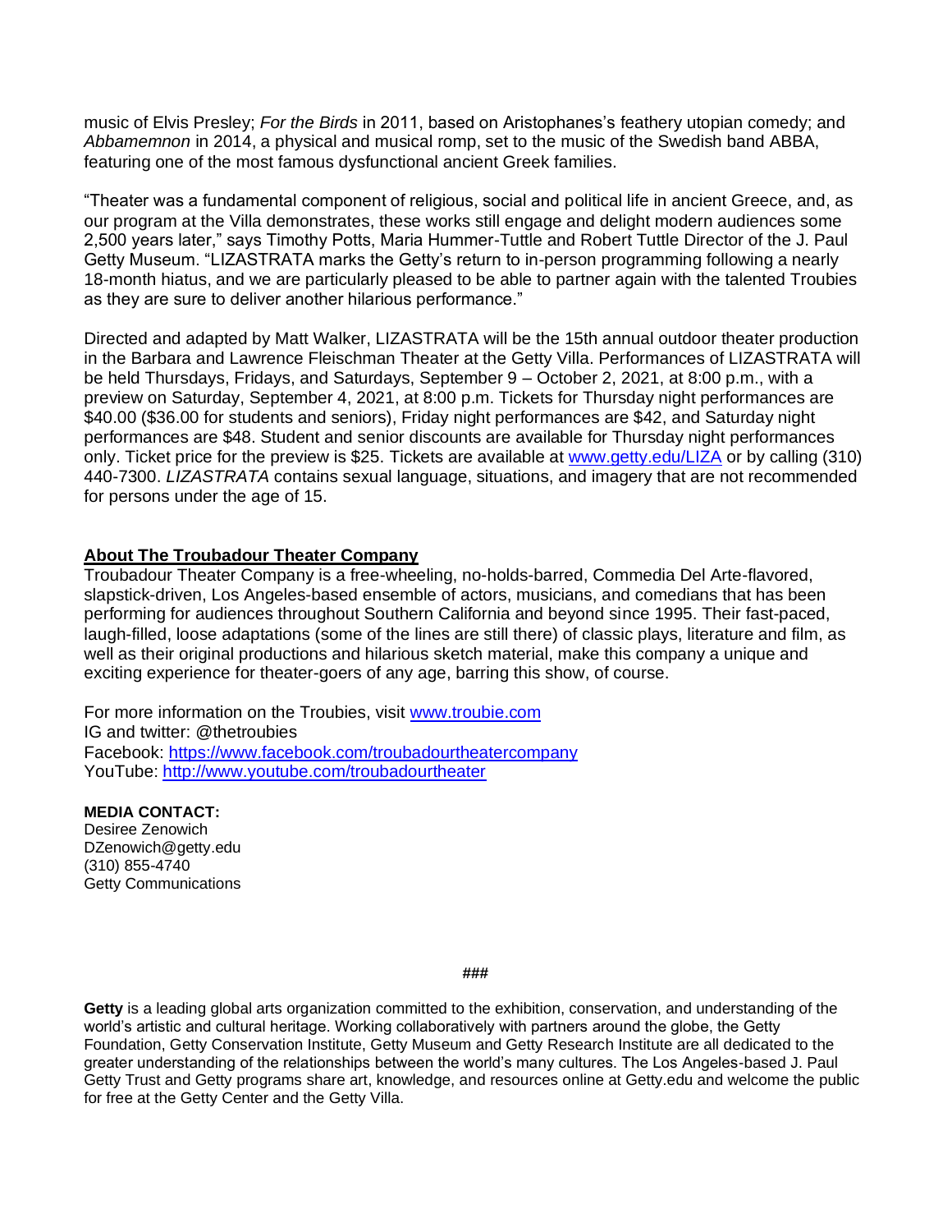music of Elvis Presley; *For the Birds* in 2011, based on Aristophanes's feathery utopian comedy; and *Abbamemnon* in 2014, a physical and musical romp, set to the music of the Swedish band ABBA, featuring one of the most famous dysfunctional ancient Greek families.

"Theater was a fundamental component of religious, social and political life in ancient Greece, and, as our program at the Villa demonstrates, these works still engage and delight modern audiences some 2,500 years later," says Timothy Potts, Maria Hummer-Tuttle and Robert Tuttle Director of the J. Paul Getty Museum. "LIZASTRATA marks the Getty's return to in-person programming following a nearly 18-month hiatus, and we are particularly pleased to be able to partner again with the talented Troubies as they are sure to deliver another hilarious performance."

Directed and adapted by Matt Walker, LIZASTRATA will be the 15th annual outdoor theater production in the Barbara and Lawrence Fleischman Theater at the Getty Villa. Performances of LIZASTRATA will be held Thursdays, Fridays, and Saturdays, September 9 – October 2, 2021, at 8:00 p.m., with a preview on Saturday, September 4, 2021, at 8:00 p.m. Tickets for Thursday night performances are $40.00 ($36.00 for students and seniors), Friday night performances are $42, and Saturday night performances are $48. Student and senior discounts are available for Thursday night performances only. Ticket price for the preview is $25. Tickets are available at [www.getty.edu/LIZA](www.getty.edu/LIZA) or by calling (310) 440-7300. *LIZASTRATA* contains sexual language, situations, and imagery that are not recommended for persons under the age of 15.

## About The Troubadour Theater Company

Troubadour Theater Company is a free-wheeling, no-holds-barred, Commedia Del Arte-flavored, slapstick-driven, Los Angeles-based ensemble of actors, musicians, and comedians that has been performing for audiences throughout Southern California and beyond since 1995. Their fast-paced, laugh-filled, loose adaptations (some of the lines are still there) of classic plays, literature and film, as well as their original productions and hilarious sketch material, make this company a unique and exciting experience for theater-goers of any age, barring this show, of course.

For more information on the Troubies, visit [www.troubie.com](www.troubie.com)
IG and twitter: @thetroubies
Facebook: [https://www.facebook.com/troubadourtheatercompany](https://www.facebook.com/troubadourtheatercompany)
YouTube: [http://www.youtube.com/troubadourtheater](http://www.youtube.com/troubadourtheater)

**MEDIA CONTACT:**
Desiree Zenowich
DZenowich@getty.edu
(310) 855-4740
Getty Communications

###

**Getty** is a leading global arts organization committed to the exhibition, conservation, and understanding of the world's artistic and cultural heritage. Working collaboratively with partners around the globe, the Getty Foundation, Getty Conservation Institute, Getty Museum and Getty Research Institute are all dedicated to the greater understanding of the relationships between the world's many cultures. The Los Angeles-based J. Paul Getty Trust and Getty programs share art, knowledge, and resources online at Getty.edu and welcome the public for free at the Getty Center and the Getty Villa.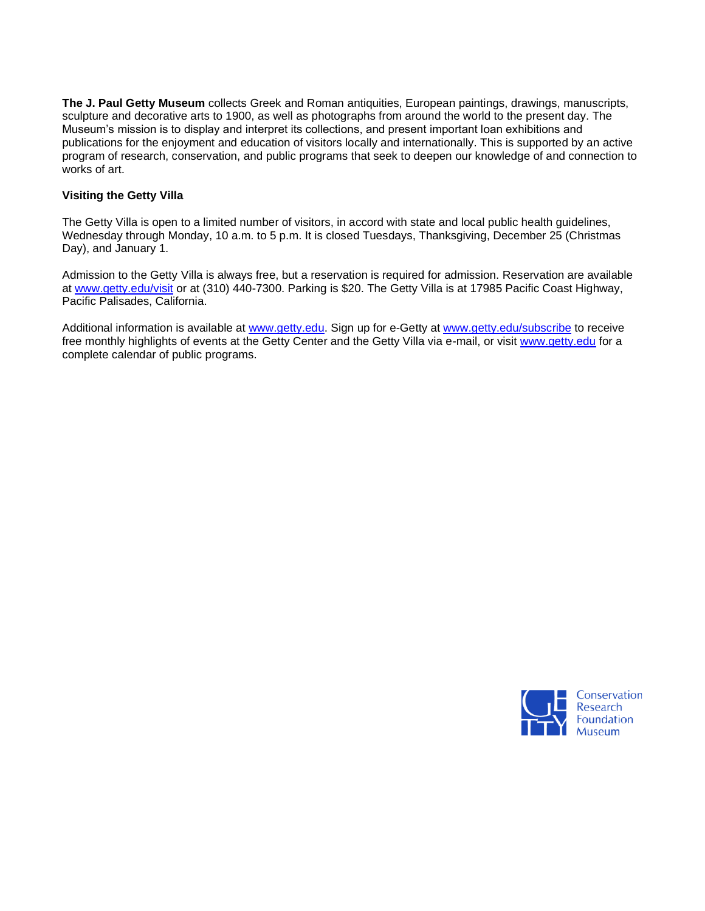**The J. Paul Getty Museum** collects Greek and Roman antiquities, European paintings, drawings, manuscripts, sculpture and decorative arts to 1900, as well as photographs from around the world to the present day. The Museum's mission is to display and interpret its collections, and present important loan exhibitions and publications for the enjoyment and education of visitors locally and internationally. This is supported by an active program of research, conservation, and public programs that seek to deepen our knowledge of and connection to works of art.

**Visiting the Getty Villa**

The Getty Villa is open to a limited number of visitors, in accord with state and local public health guidelines, Wednesday through Monday, 10 a.m. to 5 p.m. It is closed Tuesdays, Thanksgiving, December 25 (Christmas Day), and January 1.

Admission to the Getty Villa is always free, but a reservation is required for admission. Reservation are available at www.getty.edu/visit or at (310) 440-7300. Parking is $20. The Getty Villa is at 17985 Pacific Coast Highway, Pacific Palisades, California.

Additional information is available at www.getty.edu. Sign up for e-Getty at www.getty.edu/subscribe to receive free monthly highlights of events at the Getty Center and the Getty Villa via e-mail, or visit www.getty.edu for a complete calendar of public programs.

GETTY
Conservation
Research
Foundation
Museum